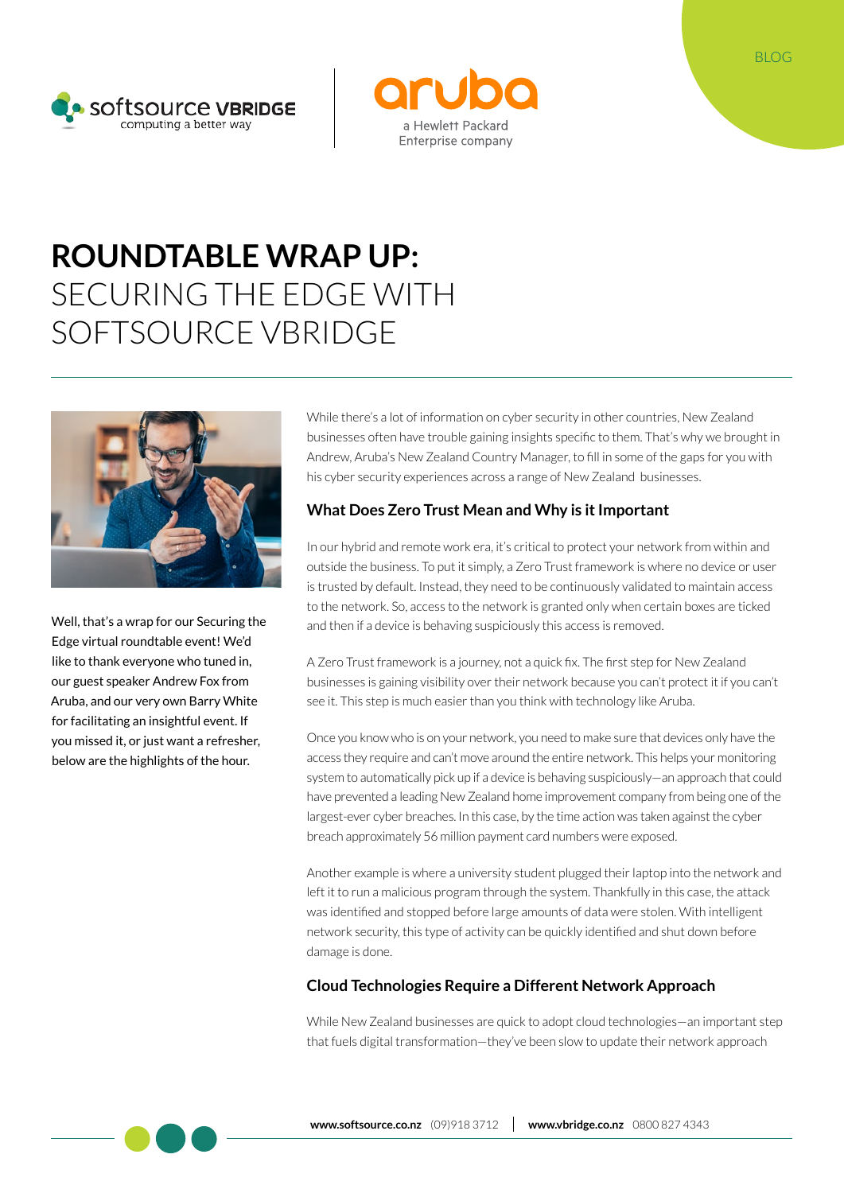BLOG

# ROUNDTABLE WRAP UP: SECURING THE EDGE WITH SOFTSOURCE VBRIDGE

Well, that's a wrap for our Securing the Edge virtual roundtable event! We'd like to thank everyone who tuned in, our guest speaker Andrew Fox from Aruba, and our very own Barry White for facilitating an insightful event. If you missed it, or just want a refresher, below are the highlights of the hour.

While there's a lot of information on cyber security in other countries, New Zealand businesses often have trouble gaining insights specific to them. That's why we brought in Andrew, Aruba's New Zealand Country Manager, to fill in some of the gaps for you with his cyber security experiences across a range of New Zealand businesses.

## What Does Zero Trust Mean and Why is it Important

In our hybrid and remote work era, it's critical to protect your network from within and outside the business. To put it simply, a Zero Trust framework is where no device or user is trusted by default. Instead, they need to be continuously validated to maintain access to the network. So, access to the network is granted only when certain boxes are ticked and then if a device is behaving suspiciously this access is removed.

A Zero Trust framework is a journey, not a quick fix. The first step for New Zealand businesses is gaining visibility over their network because you can't protect it if you can't see it. This step is much easier than you think with technology like Aruba.

Once you know who is on your network, you need to make sure that devices only have the access they require and can't move around the entire network. This helps your monitoring system to automatically pick up if a device is behaving suspiciously—an approach that could have prevented a leading New Zealand home improvement company from being one of the largest-ever cyber breaches. In this case, by the time action was taken against the cyber breach approximately 56 million payment card numbers were exposed.

Another example is where a university student plugged their laptop into the network and left it to run a malicious program through the system. Thankfully in this case, the attack was identified and stopped before large amounts of data were stolen. With intelligent network security, this type of activity can be quickly identified and shut down before damage is done.

## Cloud Technologies Require a Different Network Approach

While New Zealand businesses are quick to adopt cloud technologies—an important step that fuels digital transformation—they've been slow to update their network approach

**www.softsource.co.nz** (09)918 3712 | **www.vbridge.co.nz** 0800 827 4343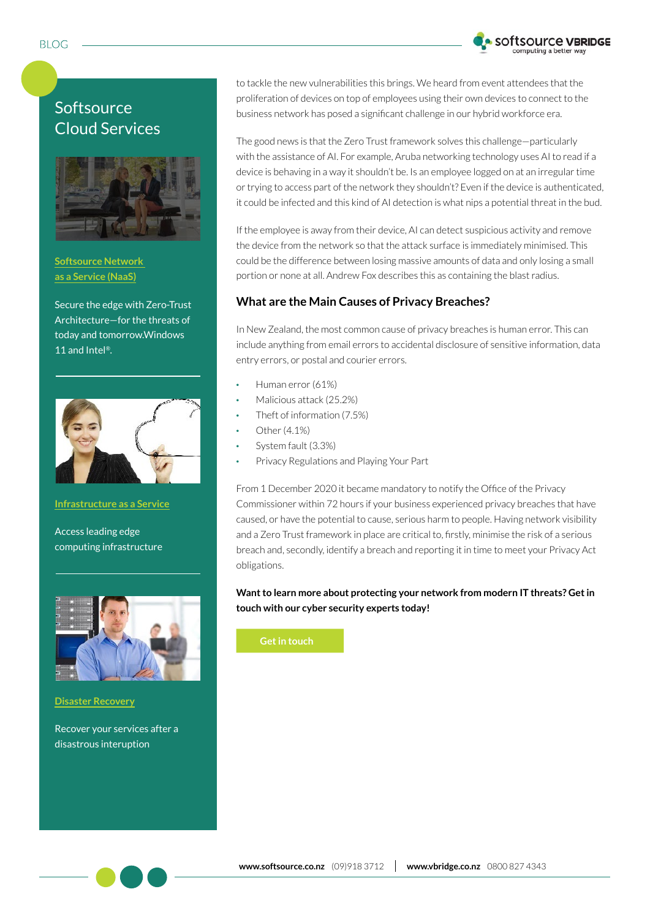to tackle the new vulnerabilities this brings. We heard from event attendees that the proliferation of devices on top of employees using their own devices to connect to the business network has posed a significant challenge in our hybrid workforce era.

The good news is that the Zero Trust framework solves this challenge—particularly with the assistance of AI. For example, Aruba networking technology uses AI to read if a device is behaving in a way it shouldn't be. Is an employee logged on at an irregular time or trying to access part of the network they shouldn't? Even if the device is authenticated, it could be infected and this kind of AI detection is what nips a potential threat in the bud.

If the employee is away from their device, AI can detect suspicious activity and remove the device from the network so that the attack surface is immediately minimised. This could be the difference between losing massive amounts of data and only losing a small portion or none at all. Andrew Fox describes this as containing the blast radius.

## What are the Main Causes of Privacy Breaches?

In New Zealand, the most common cause of privacy breaches is human error. This can include anything from email errors to accidental disclosure of sensitive information, data entry errors, or postal and courier errors.

- Human error (61%)
- Malicious attack (25.2%)
- Theft of information (7.5%)
- Other (4.1%)
- System fault (3.3%)
- Privacy Regulations and Playing Your Part

From 1 December 2020 it became mandatory to notify the Office of the Privacy Commissioner within 72 hours if your business experienced privacy breaches that have caused, or have the potential to cause, serious harm to people. Having network visibility and a Zero Trust framework in place are critical to, firstly, minimise the risk of a serious breach and, secondly, identify a breach and reporting it in time to meet your Privacy Act obligations.

**Want to learn more about protecting your network from modern IT threats? Get in touch with our cyber security experts today!**

Get in touch

## Softsource Cloud Services

Softsource Network as a Service (NaaS)

Secure the edge with Zero-Trust Architecture—for the threats of today and tomorrow.Windows 11 and Intel®.

Infrastructure as a Service

Access leading edge computing infrastructure

Disaster Recovery

Recover your services after a disastrous interuption

**www.softsource.co.nz** (09)918 3712 | **www.vbridge.co.nz** 0800 827 4343